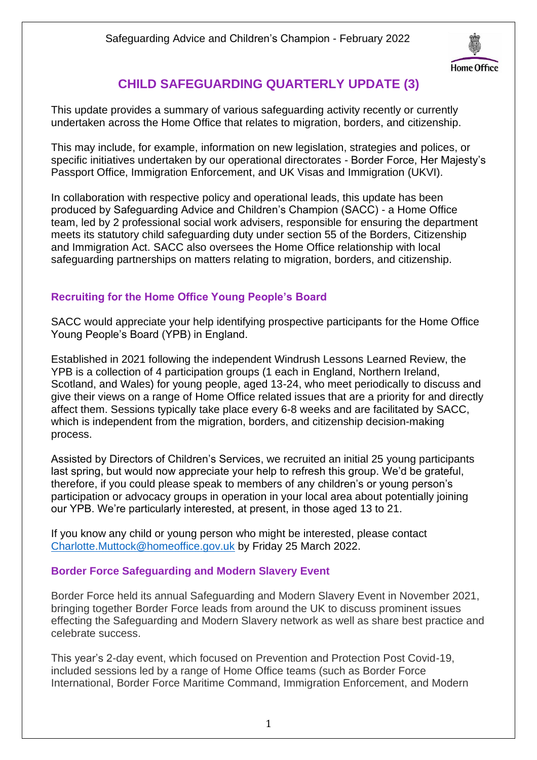# CHILD SAFEGUARDING QUARTERLY UPDATE (3)

This update provides a summary of various safeguarding activity recently or currently undertaken across the Home Office that relates to migration, borders, and citizenship.

This may include, for example, information on new legislation, strategies and polices, or specific initiatives undertaken by our operational directorates - Border Force, Her Majesty's Passport Office, Immigration Enforcement, and UK Visas and Immigration (UKVI).

In collaboration with respective policy and operational leads, this update has been produced by Safeguarding Advice and Children's Champion (SACC) - a Home Office team, led by 2 professional social work advisers, responsible for ensuring the department meets its statutory child safeguarding duty under section 55 of the Borders, Citizenship and Immigration Act. SACC also oversees the Home Office relationship with local safeguarding partnerships on matters relating to migration, borders, and citizenship.

## Recruiting for the Home Office Young People's Board

SACC would appreciate your help identifying prospective participants for the Home Office Young People's Board (YPB) in England.

Established in 2021 following the independent Windrush Lessons Learned Review, the YPB is a collection of 4 participation groups (1 each in England, Northern Ireland, Scotland, and Wales) for young people, aged 13-24, who meet periodically to discuss and give their views on a range of Home Office related issues that are a priority for and directly affect them. Sessions typically take place every 6-8 weeks and are facilitated by SACC, which is independent from the migration, borders, and citizenship decision-making process.

Assisted by Directors of Children's Services, we recruited an initial 25 young participants last spring, but would now appreciate your help to refresh this group. We'd be grateful, therefore, if you could please speak to members of any children's or young person's participation or advocacy groups in operation in your local area about potentially joining our YPB. We're particularly interested, at present, in those aged 13 to 21.

If you know any child or young person who might be interested, please contact [Charlotte.Muttock@homeoffice.gov.uk](mailto:Charlotte.Muttock@homeoffice.gov.uk) by Friday 25 March 2022.

## Border Force Safeguarding and Modern Slavery Event

Border Force held its annual Safeguarding and Modern Slavery Event in November 2021, bringing together Border Force leads from around the UK to discuss prominent issues effecting the Safeguarding and Modern Slavery network as well as share best practice and celebrate success.

This year's 2-day event, which focused on Prevention and Protection Post Covid-19, included sessions led by a range of Home Office teams (such as Border Force International, Border Force Maritime Command, Immigration Enforcement, and Modern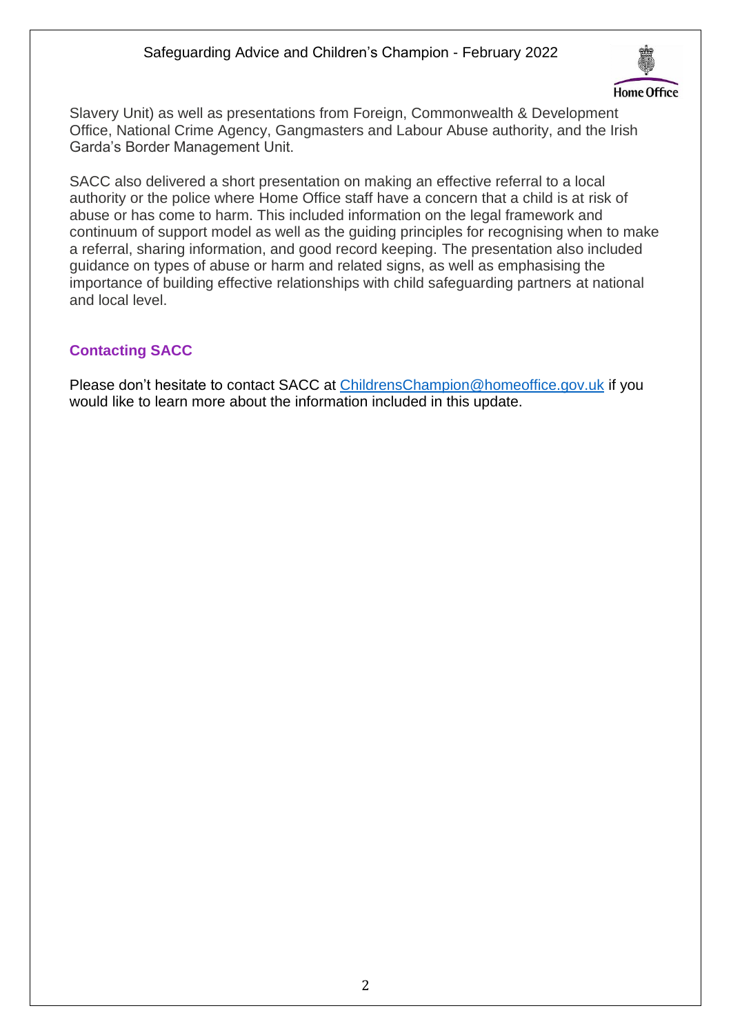Slavery Unit) as well as presentations from Foreign, Commonwealth & Development Office, National Crime Agency, Gangmasters and Labour Abuse authority, and the Irish Garda's Border Management Unit.

SACC also delivered a short presentation on making an effective referral to a local authority or the police where Home Office staff have a concern that a child is at risk of abuse or has come to harm. This included information on the legal framework and continuum of support model as well as the guiding principles for recognising when to make a referral, sharing information, and good record keeping. The presentation also included guidance on types of abuse or harm and related signs, as well as emphasising the importance of building effective relationships with child safeguarding partners at national and local level.

### Contacting SACC

Please don't hesitate to contact SACC at ChildrensChampion@homeoffice.gov.uk if you would like to learn more about the information included in this update.